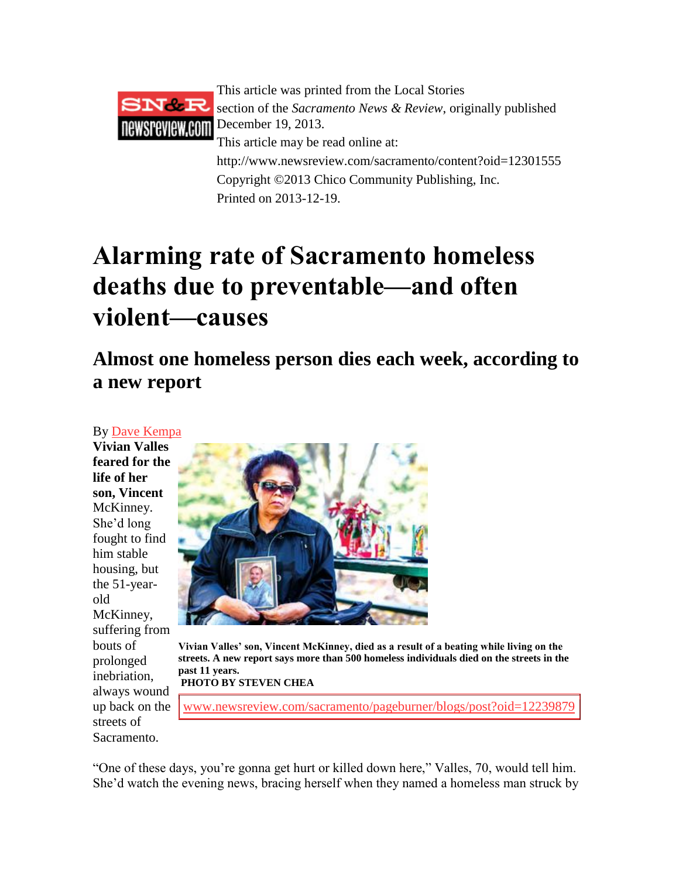This article was printed from the Local Stories section of the *Sacramento News & Review*, originally published December 19, 2013.
This article may be read online at:
http://www.newsreview.com/sacramento/content?oid=12301555
Copyright ©2013 Chico Community Publishing, Inc.
Printed on 2013-12-19.

# Alarming rate of Sacramento homeless deaths due to preventable—and often violent—causes

## Almost one homeless person dies each week, according to a new report

By Dave Kempa

**Vivian Valles’ son, Vincent McKinney, died as a result of a beating while living on the streets. A new report says more than 500 homeless individuals died on the streets in the past 11 years.**
**PHOTO BY STEVEN CHEA**

www.newsreview.com/sacramento/pageburner/blogs/post?oid=12239879

**Vivian Valles feared for the life of her son, Vincent** McKinney. She’d long fought to find him stable housing, but the 51-year-old McKinney, suffering from bouts of prolonged inebriation, always wound up back on the streets of Sacramento.

“One of these days, you’re gonna get hurt or killed down here,” Valles, 70, would tell him. She’d watch the evening news, bracing herself when they named a homeless man struck by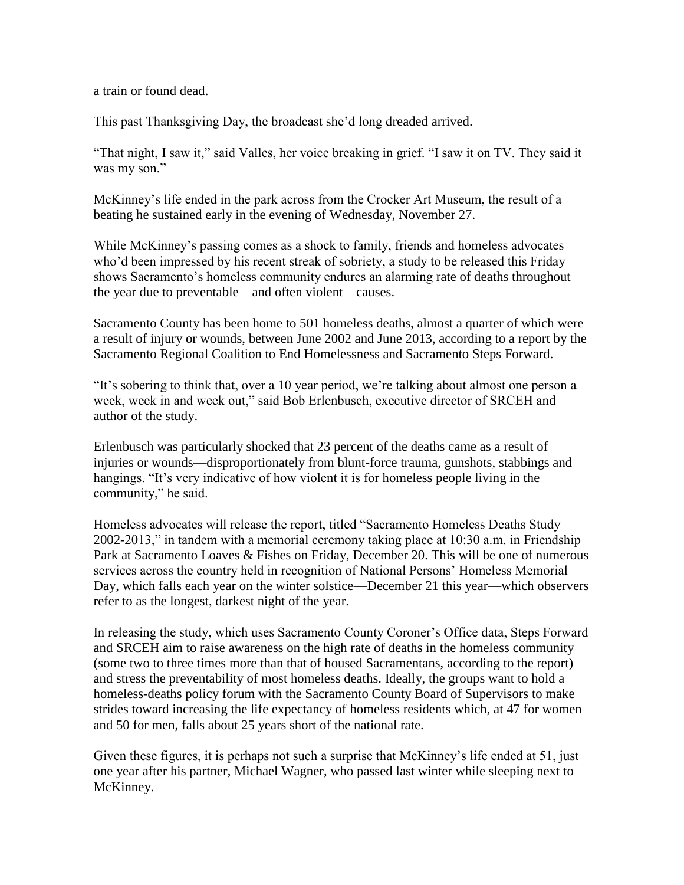a train or found dead.

This past Thanksgiving Day, the broadcast she'd long dreaded arrived.

"That night, I saw it," said Valles, her voice breaking in grief. "I saw it on TV. They said it was my son."

McKinney's life ended in the park across from the Crocker Art Museum, the result of a beating he sustained early in the evening of Wednesday, November 27.

While McKinney's passing comes as a shock to family, friends and homeless advocates who'd been impressed by his recent streak of sobriety, a study to be released this Friday shows Sacramento's homeless community endures an alarming rate of deaths throughout the year due to preventable—and often violent—causes.

Sacramento County has been home to 501 homeless deaths, almost a quarter of which were a result of injury or wounds, between June 2002 and June 2013, according to a report by the Sacramento Regional Coalition to End Homelessness and Sacramento Steps Forward.

"It's sobering to think that, over a 10 year period, we're talking about almost one person a week, week in and week out," said Bob Erlenbusch, executive director of SRCEH and author of the study.

Erlenbusch was particularly shocked that 23 percent of the deaths came as a result of injuries or wounds—disproportionately from blunt-force trauma, gunshots, stabbings and hangings. "It's very indicative of how violent it is for homeless people living in the community," he said.

Homeless advocates will release the report, titled "Sacramento Homeless Deaths Study 2002-2013," in tandem with a memorial ceremony taking place at 10:30 a.m. in Friendship Park at Sacramento Loaves & Fishes on Friday, December 20. This will be one of numerous services across the country held in recognition of National Persons' Homeless Memorial Day, which falls each year on the winter solstice—December 21 this year—which observers refer to as the longest, darkest night of the year.

In releasing the study, which uses Sacramento County Coroner's Office data, Steps Forward and SRCEH aim to raise awareness on the high rate of deaths in the homeless community (some two to three times more than that of housed Sacramentans, according to the report) and stress the preventability of most homeless deaths. Ideally, the groups want to hold a homeless-deaths policy forum with the Sacramento County Board of Supervisors to make strides toward increasing the life expectancy of homeless residents which, at 47 for women and 50 for men, falls about 25 years short of the national rate.

Given these figures, it is perhaps not such a surprise that McKinney's life ended at 51, just one year after his partner, Michael Wagner, who passed last winter while sleeping next to McKinney.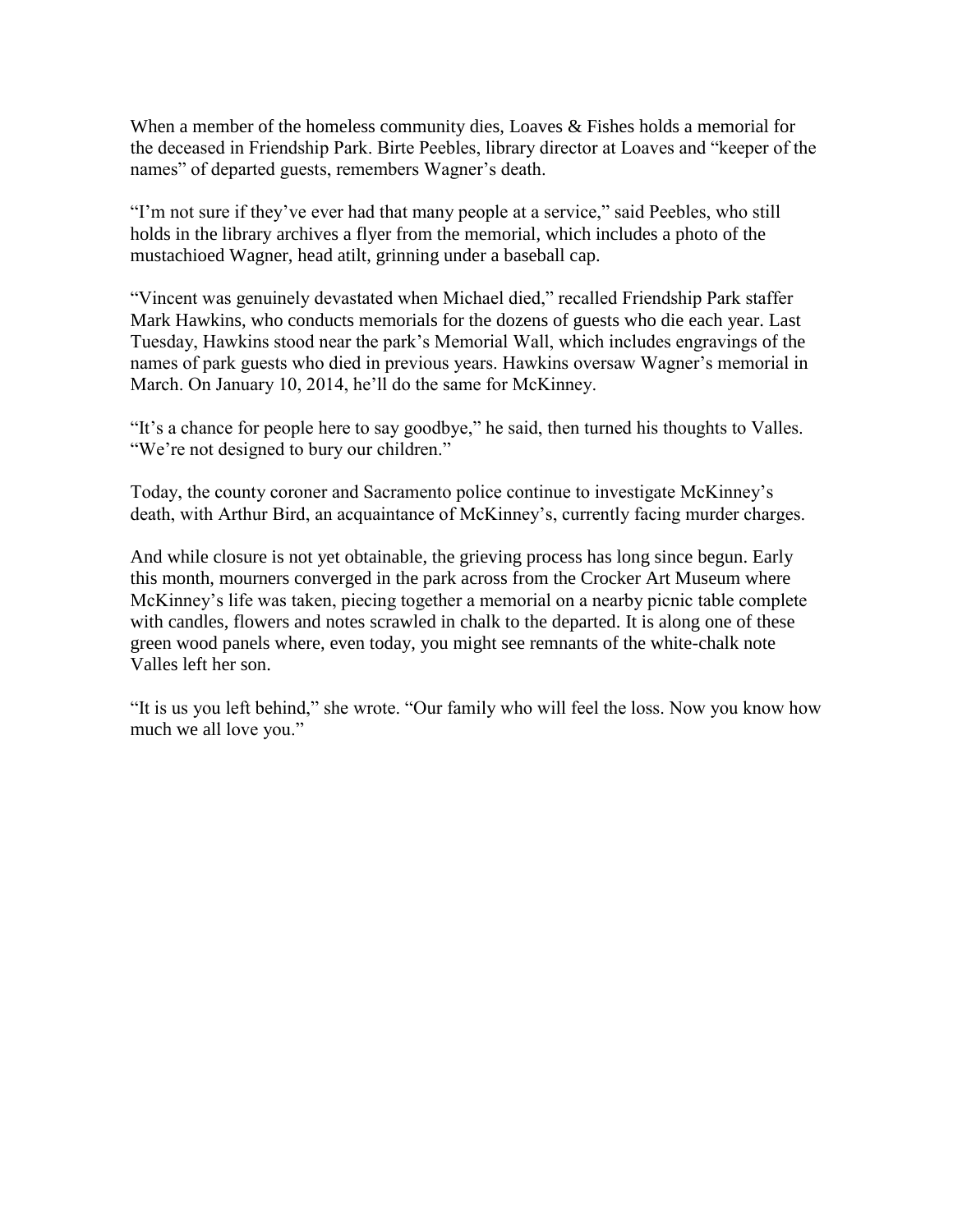When a member of the homeless community dies, Loaves & Fishes holds a memorial for the deceased in Friendship Park. Birte Peebles, library director at Loaves and "keeper of the names" of departed guests, remembers Wagner's death.

"I'm not sure if they've ever had that many people at a service," said Peebles, who still holds in the library archives a flyer from the memorial, which includes a photo of the mustachioed Wagner, head atilt, grinning under a baseball cap.

"Vincent was genuinely devastated when Michael died," recalled Friendship Park staffer Mark Hawkins, who conducts memorials for the dozens of guests who die each year. Last Tuesday, Hawkins stood near the park's Memorial Wall, which includes engravings of the names of park guests who died in previous years. Hawkins oversaw Wagner's memorial in March. On January 10, 2014, he'll do the same for McKinney.

"It's a chance for people here to say goodbye," he said, then turned his thoughts to Valles. "We're not designed to bury our children."

Today, the county coroner and Sacramento police continue to investigate McKinney's death, with Arthur Bird, an acquaintance of McKinney's, currently facing murder charges.

And while closure is not yet obtainable, the grieving process has long since begun. Early this month, mourners converged in the park across from the Crocker Art Museum where McKinney's life was taken, piecing together a memorial on a nearby picnic table complete with candles, flowers and notes scrawled in chalk to the departed. It is along one of these green wood panels where, even today, you might see remnants of the white-chalk note Valles left her son.

"It is us you left behind," she wrote. "Our family who will feel the loss. Now you know how much we all love you."